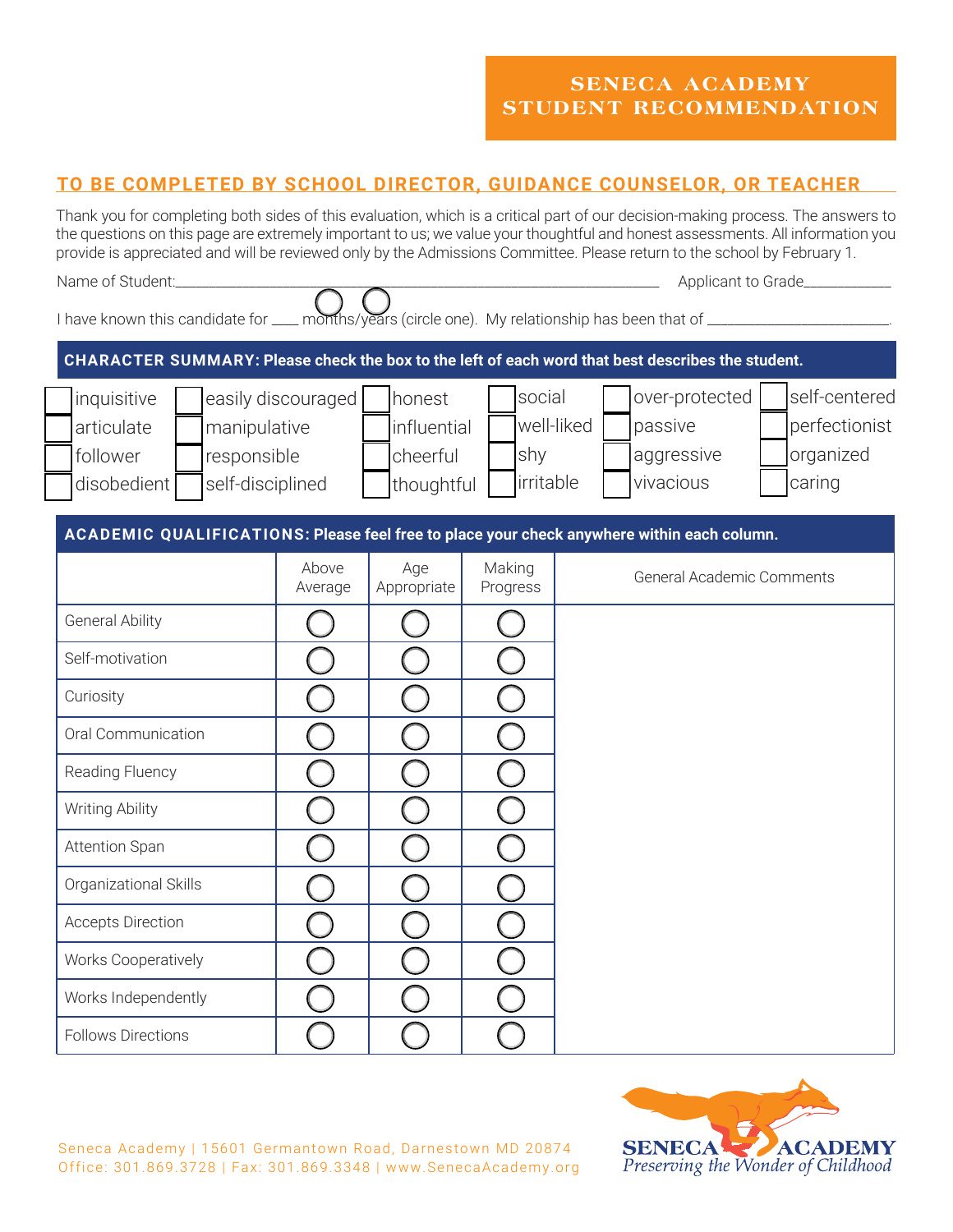# SENECA ACADEMY STUDENT RECOMMENDATION

## TO BE COMPLETED BY SCHOOL DIRECTOR, GUIDANCE COUNSELOR, OR TEACHER

Thank you for completing both sides of this evaluation, which is a critical part of our decision-making process. The answers to the questions on this page are extremely important to us; we value your thoughtful and honest assessments. All information you provide is appreciated and will be reviewed only by the Admissions Committee. Please return to the school by February 1.

Name of Student:_______________________________________________ Applicant to Grade__________

I have known this candidate for ____ months/years (circle one). My relationship has been that of ______________________.

**CHARACTER SUMMARY: Please check the box to the left of each word that best describes the student.**

| | | | | | |
|---|---|---|---|---|---|
| ☐ inquisitive | ☐ easily discouraged | ☐ honest | ☐ social | ☐ over-protected | ☐ self-centered |
| ☐ articulate | ☐ manipulative | ☐ influential | ☐ well-liked | ☐ passive | ☐ perfectionist |
| ☐ follower | ☐ responsible | ☐ cheerful | ☐ shy | ☐ aggressive | ☐ organized |
| ☐ disobedient | ☐ self-disciplined | ☐ thoughtful | ☐ irritable | ☐ vivacious | ☐ caring |

**ACADEMIC QUALIFICATIONS: Please feel free to place your check anywhere within each column.**

| | Above Average | Age Appropriate | Making Progress | General Academic Comments |
|---|---|---|---|---|
| General Ability | ○ | ○ | ○ | |
| Self-motivation | ○ | ○ | ○ | |
| Curiosity | ○ | ○ | ○ | |
| Oral Communication | ○ | ○ | ○ | |
| Reading Fluency | ○ | ○ | ○ | |
| Writing Ability | ○ | ○ | ○ | |
| Attention Span | ○ | ○ | ○ | |
| Organizational Skills | ○ | ○ | ○ | |
| Accepts Direction | ○ | ○ | ○ | |
| Works Cooperatively | ○ | ○ | ○ | |
| Works Independently | ○ | ○ | ○ | |
| Follows Directions | ○ | ○ | ○ | |

Seneca Academy | 15601 Germantown Road, Darnestown MD 20874
Office: 301.869.3728 | Fax: 301.869.3348 | www.SenecaAcademy.org

SENECA ACADEMY
*Preserving the Wonder of Childhood*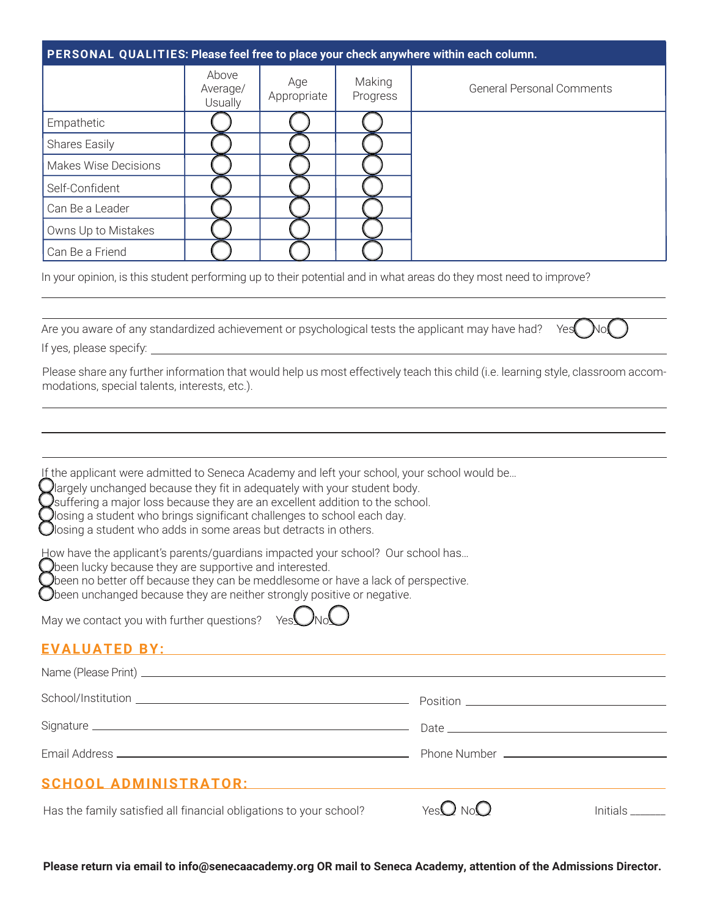| PERSONAL QUALITIES: Please feel free to place your check anywhere within each column. | | | | |
|---|---|---|---|---|
| | Above Average/ Usually | Age Appropriate | Making Progress | General Personal Comments |
| Empathetic | ◯ | ◯ | ◯ | |
| Shares Easily | ◯ | ◯ | ◯ | |
| Makes Wise Decisions | ◯ | ◯ | ◯ | |
| Self-Confident | ◯ | ◯ | ◯ | |
| Can Be a Leader | ◯ | ◯ | ◯ | |
| Owns Up to Mistakes | ◯ | ◯ | ◯ | |
| Can Be a Friend | ◯ | ◯ | ◯ | |

In your opinion, is this student performing up to their potential and in what areas do they most need to improve?

_______________________________________________

_______________________________________________

Are you aware of any standardized achievement or psychological tests the applicant may have had? Yes ◯ No ◯

If yes, please specify: _______________________________________________

Please share any further information that would help us most effectively teach this child (i.e. learning style, classroom accommodations, special talents, interests, etc.).

_______________________________________________

_______________________________________________

_______________________________________________

If the applicant were admitted to Seneca Academy and left your school, your school would be…

◯ largely unchanged because they fit in adequately with your student body.
◯ suffering a major loss because they are an excellent addition to the school.
◯ losing a student who brings significant challenges to school each day.
◯ losing a student who adds in some areas but detracts in others.

How have the applicant's parents/guardians impacted your school? Our school has…

◯ been lucky because they are supportive and interested.
◯ been no better off because they can be meddlesome or have a lack of perspective.
◯ been unchanged because they are neither strongly positive or negative.

May we contact you with further questions? Yes ◯ No ◯

## EVALUATED BY:

Name (Please Print) _______________________________________________

School/Institution _______________________ Position _______________________

Signature _______________________ Date _______________________

Email Address _______________________ Phone Number _______________________

## SCHOOL ADMINISTRATOR:

Has the family satisfied all financial obligations to your school? Yes ◯ No ◯ Initials ______

**Please return via email to info@senecaacademy.org OR mail to Seneca Academy, attention of the Admissions Director.**